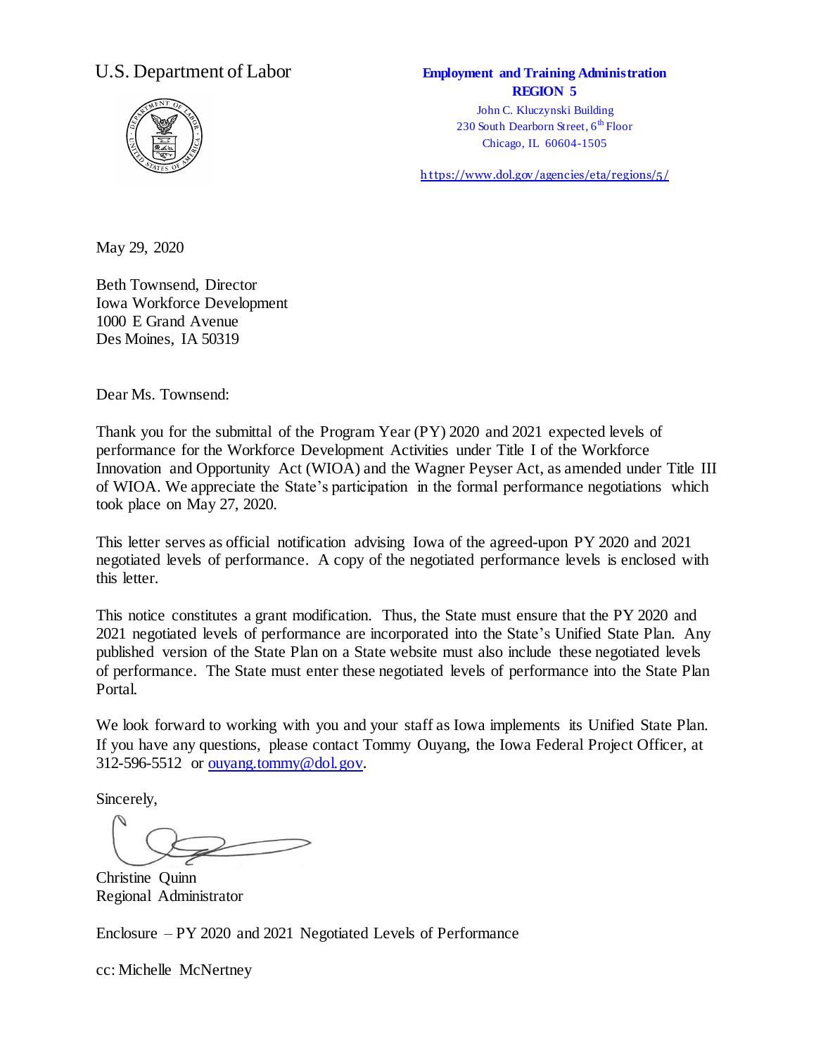U.S. Department of Labor

**Employment and Training Administration**
**REGION 5**
John C. Kluczynski Building
230 South Dearborn Street, 6th Floor
Chicago, IL 60604-1505

https://www.dol.gov/agencies/eta/regions/5/

May 29, 2020

Beth Townsend, Director
Iowa Workforce Development
1000 E Grand Avenue
Des Moines, IA 50319

Dear Ms. Townsend:

Thank you for the submittal of the Program Year (PY) 2020 and 2021 expected levels of performance for the Workforce Development Activities under Title I of the Workforce Innovation and Opportunity Act (WIOA) and the Wagner Peyser Act, as amended under Title III of WIOA. We appreciate the State's participation in the formal performance negotiations which took place on May 27, 2020.

This letter serves as official notification advising Iowa of the agreed-upon PY 2020 and 2021 negotiated levels of performance. A copy of the negotiated performance levels is enclosed with this letter.

This notice constitutes a grant modification. Thus, the State must ensure that the PY 2020 and 2021 negotiated levels of performance are incorporated into the State's Unified State Plan. Any published version of the State Plan on a State website must also include these negotiated levels of performance. The State must enter these negotiated levels of performance into the State Plan Portal.

We look forward to working with you and your staff as Iowa implements its Unified State Plan. If you have any questions, please contact Tommy Ouyang, the Iowa Federal Project Officer, at 312-596-5512 or ouyang.tommy@dol.gov.

Sincerely,

Christine Quinn
Regional Administrator

Enclosure – PY 2020 and 2021 Negotiated Levels of Performance

cc: Michelle McNertney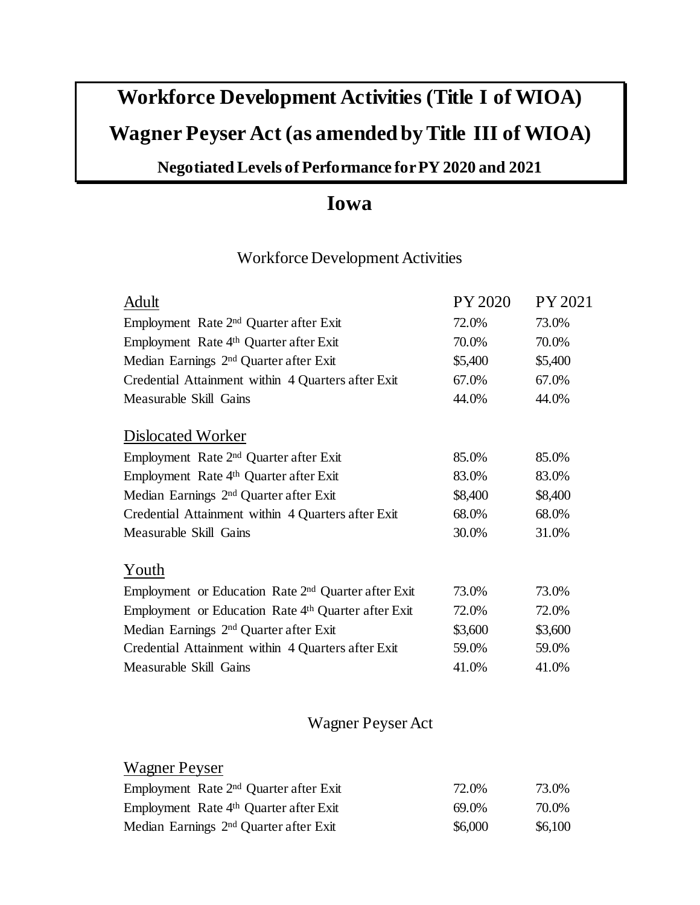# Workforce Development Activities (Title I of WIOA)

# Wagner Peyser Act (as amended by Title III of WIOA)

### Negotiated Levels of Performance for PY 2020 and 2021

## Iowa

Workforce Development Activities

| Adult | PY 2020 | PY 2021 |
|---|---|---|
| Employment Rate 2nd Quarter after Exit | 72.0% | 73.0% |
| Employment Rate 4th Quarter after Exit | 70.0% | 70.0% |
| Median Earnings 2nd Quarter after Exit | $5,400 | $5,400 |
| Credential Attainment within 4 Quarters after Exit | 67.0% | 67.0% |
| Measurable Skill Gains | 44.0% | 44.0% |

| Dislocated Worker | | |
|---|---|---|
| Employment Rate 2nd Quarter after Exit | 85.0% | 85.0% |
| Employment Rate 4th Quarter after Exit | 83.0% | 83.0% |
| Median Earnings 2nd Quarter after Exit | $8,400 | $8,400 |
| Credential Attainment within 4 Quarters after Exit | 68.0% | 68.0% |
| Measurable Skill Gains | 30.0% | 31.0% |

| Youth | | |
|---|---|---|
| Employment or Education Rate 2nd Quarter after Exit | 73.0% | 73.0% |
| Employment or Education Rate 4th Quarter after Exit | 72.0% | 72.0% |
| Median Earnings 2nd Quarter after Exit | $3,600 | $3,600 |
| Credential Attainment within 4 Quarters after Exit | 59.0% | 59.0% |
| Measurable Skill Gains | 41.0% | 41.0% |

Wagner Peyser Act

| Wagner Peyser | | |
|---|---|---|
| Employment Rate 2nd Quarter after Exit | 72.0% | 73.0% |
| Employment Rate 4th Quarter after Exit | 69.0% | 70.0% |
| Median Earnings 2nd Quarter after Exit | $6,000 | $6,100 |